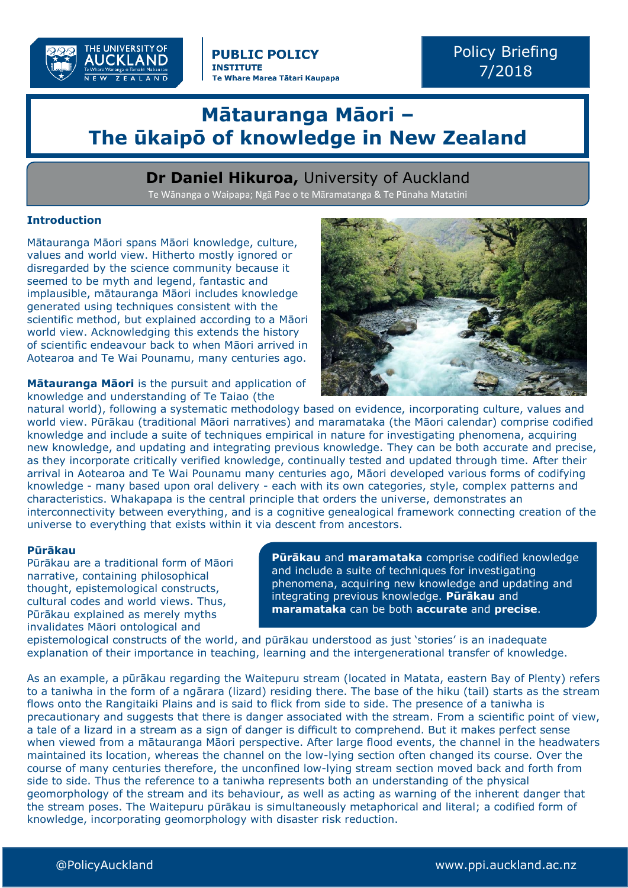THE UNIVERSITY OF AUCKLAND
Te Whare Wānanga o Tāmaki Makaurau
NEW ZEALAND

**PUBLIC POLICY INSTITUTE**
Te Whare Marea Tātari Kaupapa

Policy Briefing 7/2018

# Mātauranga Māori – The ūkaipō of knowledge in New Zealand

## Dr Daniel Hikuroa, University of Auckland

Te Wānanga o Waipapa; Ngā Pae o te Māramatanga & Te Pūnaha Matatini

### Introduction

Mātauranga Māori spans Māori knowledge, culture, values and world view. Hitherto mostly ignored or disregarded by the science community because it seemed to be myth and legend, fantastic and implausible, mātauranga Māori includes knowledge generated using techniques consistent with the scientific method, but explained according to a Māori world view. Acknowledging this extends the history of scientific endeavour back to when Māori arrived in Aotearoa and Te Wai Pounamu, many centuries ago.

**Mātauranga Māori** is the pursuit and application of knowledge and understanding of Te Taiao (the natural world), following a systematic methodology based on evidence, incorporating culture, values and world view. Pūrākau (traditional Māori narratives) and maramataka (the Māori calendar) comprise codified knowledge and include a suite of techniques empirical in nature for investigating phenomena, acquiring new knowledge, and updating and integrating previous knowledge. They can be both accurate and precise, as they incorporate critically verified knowledge, continually tested and updated through time. After their arrival in Aotearoa and Te Wai Pounamu many centuries ago, Māori developed various forms of codifying knowledge - many based upon oral delivery - each with its own categories, style, complex patterns and characteristics. Whakapapa is the central principle that orders the universe, demonstrates an interconnectivity between everything, and is a cognitive genealogical framework connecting creation of the universe to everything that exists within it via descent from ancestors.

### Pūrākau

Pūrākau are a traditional form of Māori narrative, containing philosophical thought, epistemological constructs, cultural codes and world views. Thus, Pūrākau explained as merely myths invalidates Māori ontological and epistemological constructs of the world, and pūrākau understood as just 'stories' is an inadequate explanation of their importance in teaching, learning and the intergenerational transfer of knowledge.

> **Pūrākau** and **maramataka** comprise codified knowledge and include a suite of techniques for investigating phenomena, acquiring new knowledge and updating and integrating previous knowledge. **Pūrākau** and **maramataka** can be both **accurate** and **precise**.

As an example, a pūrākau regarding the Waitepuru stream (located in Matata, eastern Bay of Plenty) refers to a taniwha in the form of a ngārara (lizard) residing there. The base of the hiku (tail) starts as the stream flows onto the Rangitaiki Plains and is said to flick from side to side. The presence of a taniwha is precautionary and suggests that there is danger associated with the stream. From a scientific point of view, a tale of a lizard in a stream as a sign of danger is difficult to comprehend. But it makes perfect sense when viewed from a mātauranga Māori perspective. After large flood events, the channel in the headwaters maintained its location, whereas the channel on the low-lying section often changed its course. Over the course of many centuries therefore, the unconfined low-lying stream section moved back and forth from side to side. Thus the reference to a taniwha represents both an understanding of the physical geomorphology of the stream and its behaviour, as well as acting as warning of the inherent danger that the stream poses. The Waitepuru pūrākau is simultaneously metaphorical and literal; a codified form of knowledge, incorporating geomorphology with disaster risk reduction.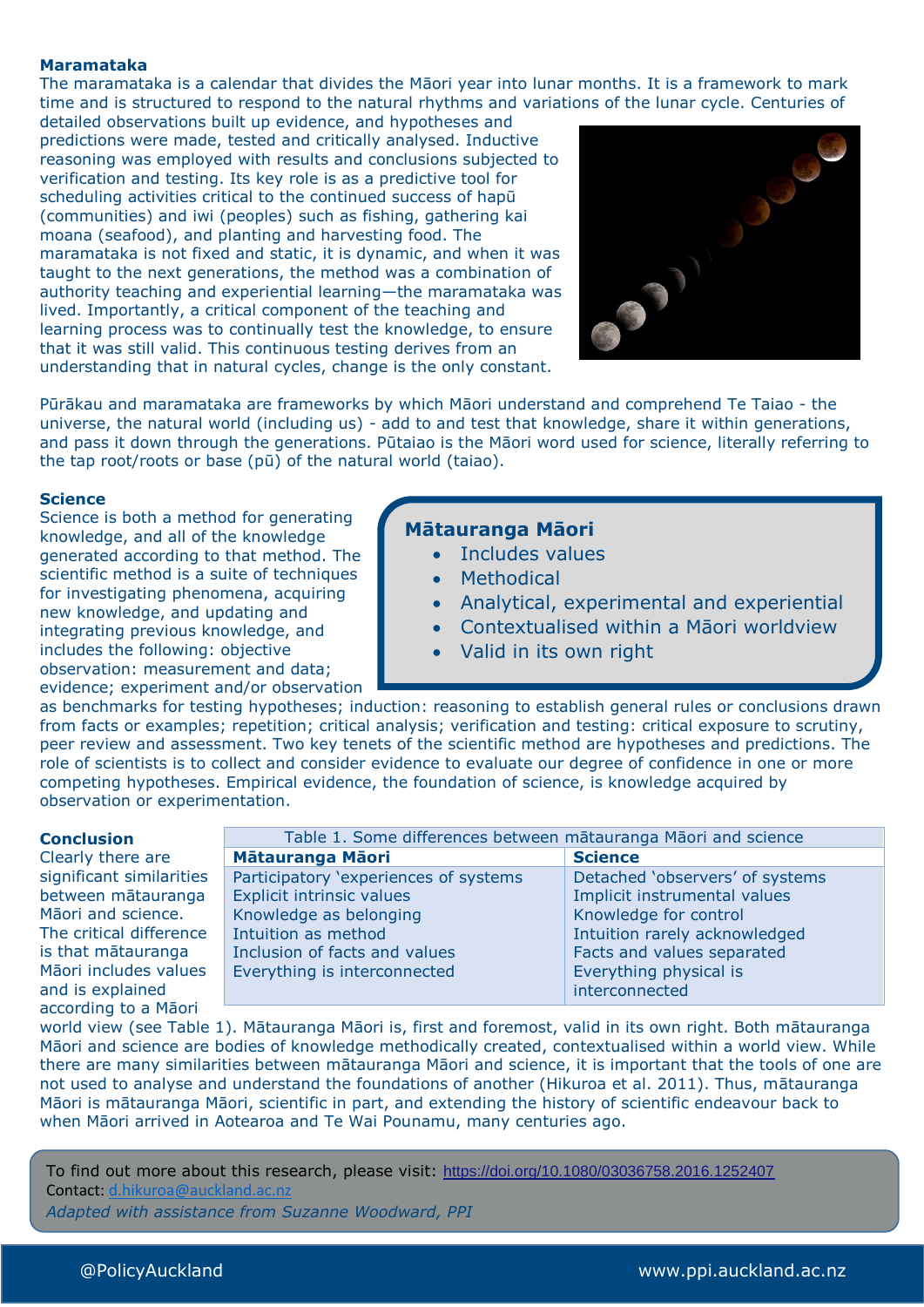**Maramataka**

The maramataka is a calendar that divides the Māori year into lunar months. It is a framework to mark time and is structured to respond to the natural rhythms and variations of the lunar cycle. Centuries of detailed observations built up evidence, and hypotheses and predictions were made, tested and critically analysed. Inductive reasoning was employed with results and conclusions subjected to verification and testing. Its key role is as a predictive tool for scheduling activities critical to the continued success of hapū (communities) and iwi (peoples) such as fishing, gathering kai moana (seafood), and planting and harvesting food. The maramataka is not fixed and static, it is dynamic, and when it was taught to the next generations, the method was a combination of authority teaching and experiential learning—the maramataka was lived. Importantly, a critical component of the teaching and learning process was to continually test the knowledge, to ensure that it was still valid. This continuous testing derives from an understanding that in natural cycles, change is the only constant.

Pūrākau and maramataka are frameworks by which Māori understand and comprehend Te Taiao - the universe, the natural world (including us) - add to and test that knowledge, share it within generations, and pass it down through the generations. Pūtaiao is the Māori word used for science, literally referring to the tap root/roots or base (pū) of the natural world (taiao).

**Science**

Science is both a method for generating knowledge, and all of the knowledge generated according to that method. The scientific method is a suite of techniques for investigating phenomena, acquiring new knowledge, and updating and integrating previous knowledge, and includes the following: objective observation: measurement and data; evidence; experiment and/or observation as benchmarks for testing hypotheses; induction: reasoning to establish general rules or conclusions drawn from facts or examples; repetition; critical analysis; verification and testing: critical exposure to scrutiny, peer review and assessment. Two key tenets of the scientific method are hypotheses and predictions. The role of scientists is to collect and consider evidence to evaluate our degree of confidence in one or more competing hypotheses. Empirical evidence, the foundation of science, is knowledge acquired by observation or experimentation.

> **Mātauranga Māori**
> - Includes values
> - Methodical
> - Analytical, experimental and experiential
> - Contextualised within a Māori worldview
> - Valid in its own right

**Conclusion**

Clearly there are significant similarities between mātauranga Māori and science. The critical difference is that mātauranga Māori includes values and is explained according to a Māori world view (see Table 1). Mātauranga Māori is, first and foremost, valid in its own right. Both mātauranga Māori and science are bodies of knowledge methodically created, contextualised within a world view. While there are many similarities between mātauranga Māori and science, it is important that the tools of one are not used to analyse and understand the foundations of another (Hikuroa et al. 2011). Thus, mātauranga Māori is mātauranga Māori, scientific in part, and extending the history of scientific endeavour back to when Māori arrived in Aotearoa and Te Wai Pounamu, many centuries ago.

Table 1. Some differences between mātauranga Māori and science

| **Mātauranga Māori** | **Science** |
|---|---|
| Participatory 'experiences of systems | Detached 'observers' of systems |
| Explicit intrinsic values | Implicit instrumental values |
| Knowledge as belonging | Knowledge for control |
| Intuition as method | Intuition rarely acknowledged |
| Inclusion of facts and values | Facts and values separated |
| Everything is interconnected | Everything physical is interconnected |

To find out more about this research, please visit: https://doi.org/10.1080/03036758.2016.1252407
Contact: d.hikuroa@auckland.ac.nz
*Adapted with assistance from Suzanne Woodward, PPI*

@PolicyAuckland www.ppi.auckland.ac.nz